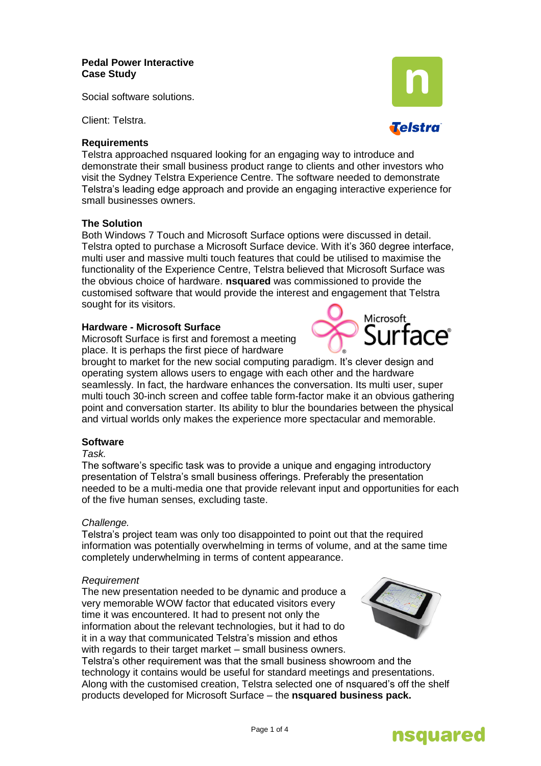**Pedal Power Interactive**
**Case Study**

Social software solutions.

Client: Telstra.

## Requirements

Telstra approached nsquared looking for an engaging way to introduce and demonstrate their small business product range to clients and other investors who visit the Sydney Telstra Experience Centre. The software needed to demonstrate Telstra's leading edge approach and provide an engaging interactive experience for small businesses owners.

## The Solution

Both Windows 7 Touch and Microsoft Surface options were discussed in detail. Telstra opted to purchase a Microsoft Surface device. With it's 360 degree interface, multi user and massive multi touch features that could be utilised to maximise the functionality of the Experience Centre, Telstra believed that Microsoft Surface was the obvious choice of hardware. **nsquared** was commissioned to provide the customised software that would provide the interest and engagement that Telstra sought for its visitors.

## Hardware - Microsoft Surface

Microsoft Surface is first and foremost a meeting place. It is perhaps the first piece of hardware brought to market for the new social computing paradigm. It's clever design and operating system allows users to engage with each other and the hardware seamlessly. In fact, the hardware enhances the conversation. Its multi user, super multi touch 30-inch screen and coffee table form-factor make it an obvious gathering point and conversation starter. Its ability to blur the boundaries between the physical and virtual worlds only makes the experience more spectacular and memorable.

## Software

*Task.*

The software's specific task was to provide a unique and engaging introductory presentation of Telstra's small business offerings. Preferably the presentation needed to be a multi-media one that provide relevant input and opportunities for each of the five human senses, excluding taste.

*Challenge.*

Telstra's project team was only too disappointed to point out that the required information was potentially overwhelming in terms of volume, and at the same time completely underwhelming in terms of content appearance.

*Requirement*

The new presentation needed to be dynamic and produce a very memorable WOW factor that educated visitors every time it was encountered. It had to present not only the information about the relevant technologies, but it had to do it in a way that communicated Telstra's mission and ethos with regards to their target market – small business owners.
Telstra's other requirement was that the small business showroom and the technology it contains would be useful for standard meetings and presentations. Along with the customised creation, Telstra selected one of nsquared's off the shelf products developed for Microsoft Surface – the **nsquared business pack.**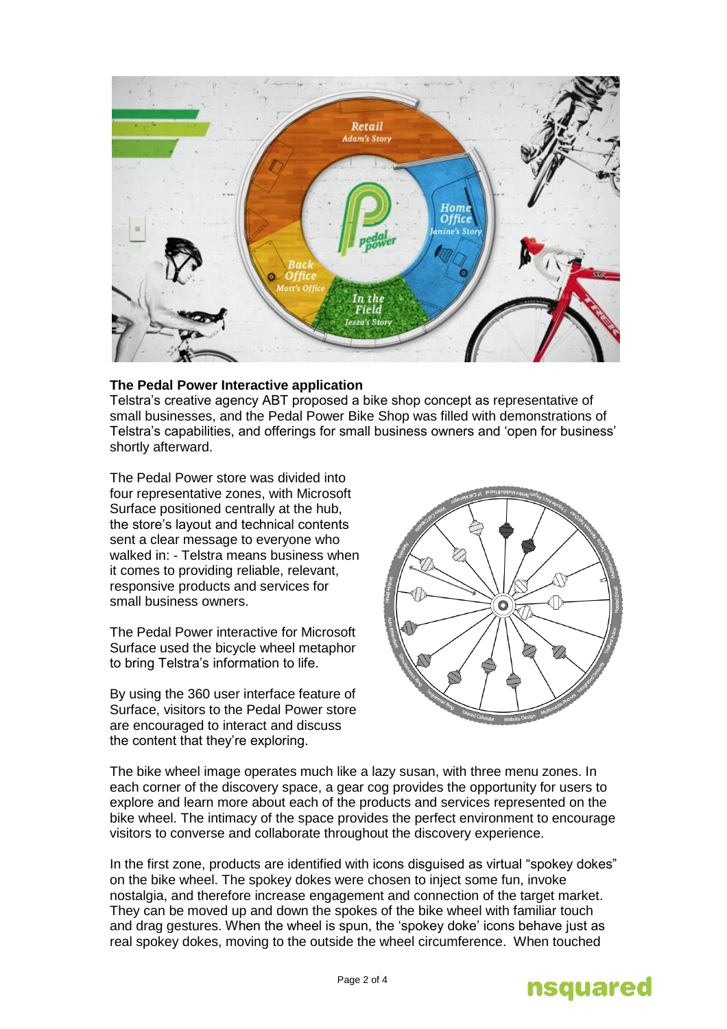**The Pedal Power Interactive application**

Telstra's creative agency ABT proposed a bike shop concept as representative of small businesses, and the Pedal Power Bike Shop was filled with demonstrations of Telstra's capabilities, and offerings for small business owners and 'open for business' shortly afterward.

The Pedal Power store was divided into four representative zones, with Microsoft Surface positioned centrally at the hub, the store's layout and technical contents sent a clear message to everyone who walked in: - Telstra means business when it comes to providing reliable, relevant, responsive products and services for small business owners.

The Pedal Power interactive for Microsoft Surface used the bicycle wheel metaphor to bring Telstra's information to life.

By using the 360 user interface feature of Surface, visitors to the Pedal Power store are encouraged to interact and discuss the content that they're exploring.

The bike wheel image operates much like a lazy susan, with three menu zones. In each corner of the discovery space, a gear cog provides the opportunity for users to explore and learn more about each of the products and services represented on the bike wheel. The intimacy of the space provides the perfect environment to encourage visitors to converse and collaborate throughout the discovery experience.

In the first zone, products are identified with icons disguised as virtual "spokey dokes" on the bike wheel. The spokey dokes were chosen to inject some fun, invoke nostalgia, and therefore increase engagement and connection of the target market. They can be moved up and down the spokes of the bike wheel with familiar touch and drag gestures. When the wheel is spun, the 'spokey doke' icons behave just as real spokey dokes, moving to the outside the wheel circumference. When touched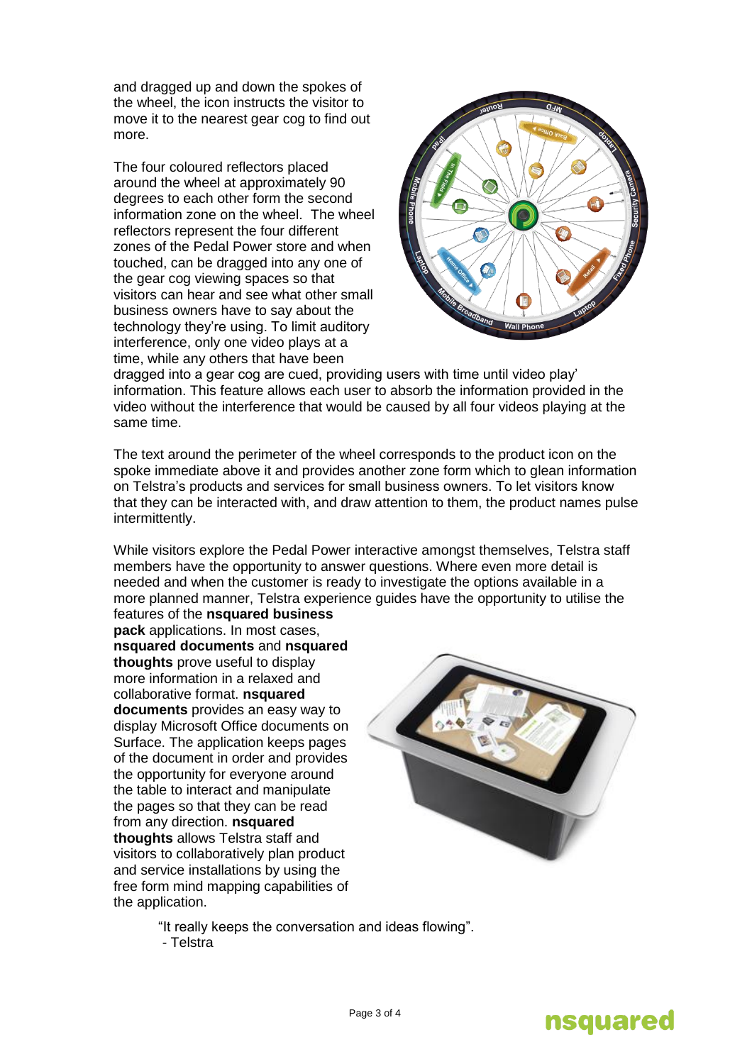and dragged up and down the spokes of the wheel, the icon instructs the visitor to move it to the nearest gear cog to find out more.

The four coloured reflectors placed around the wheel at approximately 90 degrees to each other form the second information zone on the wheel. The wheel reflectors represent the four different zones of the Pedal Power store and when touched, can be dragged into any one of the gear cog viewing spaces so that visitors can hear and see what other small business owners have to say about the technology they're using. To limit auditory interference, only one video plays at a time, while any others that have been dragged into a gear cog are cued, providing users with time until video play' information. This feature allows each user to absorb the information provided in the video without the interference that would be caused by all four videos playing at the same time.

The text around the perimeter of the wheel corresponds to the product icon on the spoke immediate above it and provides another zone form which to glean information on Telstra's products and services for small business owners. To let visitors know that they can be interacted with, and draw attention to them, the product names pulse intermittently.

While visitors explore the Pedal Power interactive amongst themselves, Telstra staff members have the opportunity to answer questions. Where even more detail is needed and when the customer is ready to investigate the options available in a more planned manner, Telstra experience guides have the opportunity to utilise the features of the **nsquared business pack** applications. In most cases, **nsquared documents** and **nsquared thoughts** prove useful to display more information in a relaxed and collaborative format. **nsquared documents** provides an easy way to display Microsoft Office documents on Surface. The application keeps pages of the document in order and provides the opportunity for everyone around the table to interact and manipulate the pages so that they can be read from any direction. **nsquared thoughts** allows Telstra staff and visitors to collaboratively plan product and service installations by using the free form mind mapping capabilities of the application.

> "It really keeps the conversation and ideas flowing".
> \- Telstra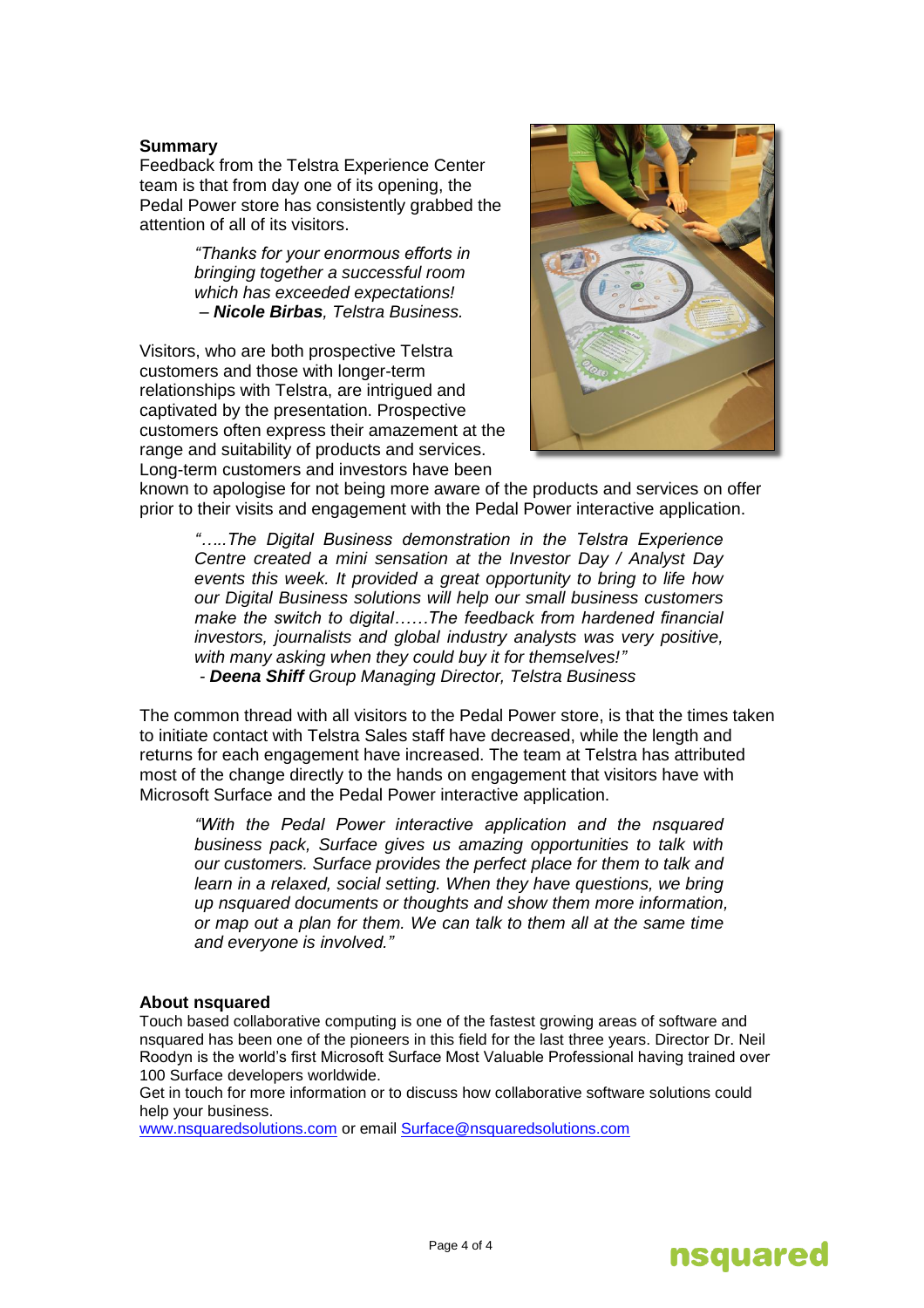**Summary**

Feedback from the Telstra Experience Center team is that from day one of its opening, the Pedal Power store has consistently grabbed the attention of all of its visitors.

> *"Thanks for your enormous efforts in bringing together a successful room which has exceeded expectations!*
> *– **Nicole Birbas**, Telstra Business.*

Visitors, who are both prospective Telstra customers and those with longer-term relationships with Telstra, are intrigued and captivated by the presentation. Prospective customers often express their amazement at the range and suitability of products and services. Long-term customers and investors have been known to apologise for not being more aware of the products and services on offer prior to their visits and engagement with the Pedal Power interactive application.

> *"…..The Digital Business demonstration in the Telstra Experience Centre created a mini sensation at the Investor Day / Analyst Day events this week. It provided a great opportunity to bring to life how our Digital Business solutions will help our small business customers make the switch to digital……The feedback from hardened financial investors, journalists and global industry analysts was very positive, with many asking when they could buy it for themselves!"*
> *- **Deena Shiff** Group Managing Director, Telstra Business*

The common thread with all visitors to the Pedal Power store, is that the times taken to initiate contact with Telstra Sales staff have decreased, while the length and returns for each engagement have increased. The team at Telstra has attributed most of the change directly to the hands on engagement that visitors have with Microsoft Surface and the Pedal Power interactive application.

> *"With the Pedal Power interactive application and the nsquared business pack, Surface gives us amazing opportunities to talk with our customers. Surface provides the perfect place for them to talk and learn in a relaxed, social setting. When they have questions, we bring up nsquared documents or thoughts and show them more information, or map out a plan for them. We can talk to them all at the same time and everyone is involved."*

**About nsquared**

Touch based collaborative computing is one of the fastest growing areas of software and nsquared has been one of the pioneers in this field for the last three years. Director Dr. Neil Roodyn is the world's first Microsoft Surface Most Valuable Professional having trained over 100 Surface developers worldwide.

Get in touch for more information or to discuss how collaborative software solutions could help your business.

www.nsquaredsolutions.com or email Surface@nsquaredsolutions.com